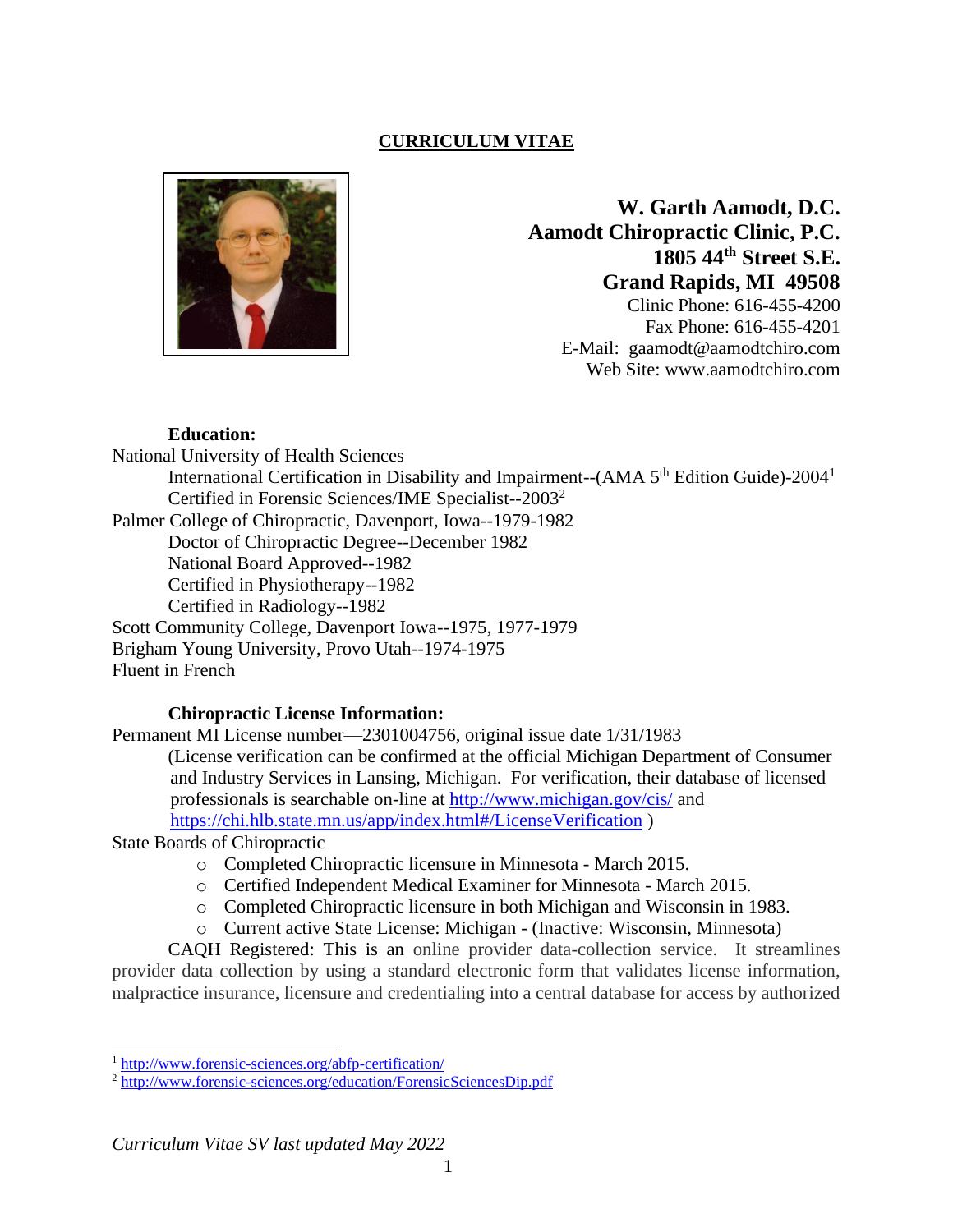# CURRICULUM VITAE

**W. Garth Aamodt, D.C.**
**Aamodt Chiropractic Clinic, P.C.**
**1805 44th Street S.E.**
**Grand Rapids, MI 49508**
Clinic Phone: 616-455-4200
Fax Phone: 616-455-4201
E-Mail: gaamodt@aamodtchiro.com
Web Site: www.aamodtchiro.com

### Education:

National University of Health Sciences
- International Certification in Disability and Impairment--(AMA 5th Edition Guide)-2004[1]
- Certified in Forensic Sciences/IME Specialist--2003[2]

Palmer College of Chiropractic, Davenport, Iowa--1979-1982
- Doctor of Chiropractic Degree--December 1982
- National Board Approved--1982
- Certified in Physiotherapy--1982
- Certified in Radiology--1982

Scott Community College, Davenport Iowa--1975, 1977-1979
Brigham Young University, Provo Utah--1974-1975
Fluent in French

### Chiropractic License Information:

Permanent MI License number—2301004756, original issue date 1/31/1983
(License verification can be confirmed at the official Michigan Department of Consumer and Industry Services in Lansing, Michigan. For verification, their database of licensed professionals is searchable on-line at http://www.michigan.gov/cis/ and https://chi.hlb.state.mn.us/app/index.html#/LicenseVerification )

State Boards of Chiropractic
- Completed Chiropractic licensure in Minnesota - March 2015.
- Certified Independent Medical Examiner for Minnesota - March 2015.
- Completed Chiropractic licensure in both Michigan and Wisconsin in 1983.
- Current active State License: Michigan - (Inactive: Wisconsin, Minnesota)

CAQH Registered: This is an online provider data-collection service. It streamlines provider data collection by using a standard electronic form that validates license information, malpractice insurance, licensure and credentialing into a central database for access by authorized

[1] http://www.forensic-sciences.org/abfp-certification/
[2] http://www.forensic-sciences.org/education/ForensicSciencesDip.pdf

*Curriculum Vitae SV last updated May 2022*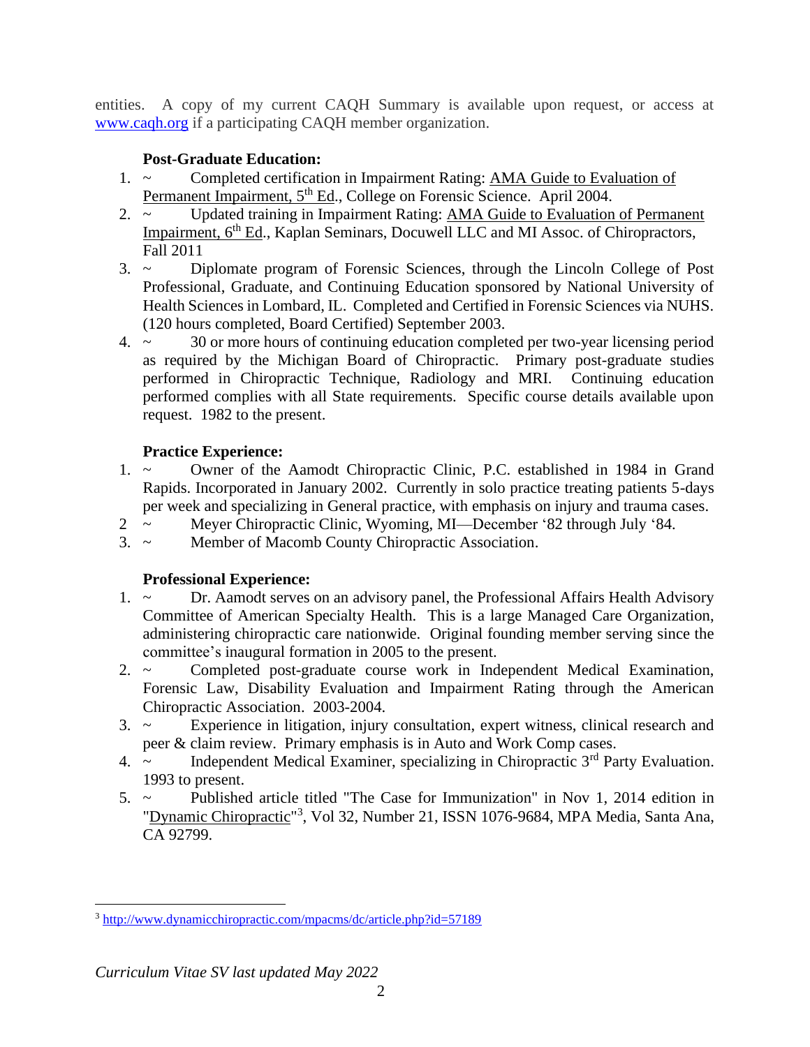entities. A copy of my current CAQH Summary is available upon request, or access at www.caqh.org if a participating CAQH member organization.

**Post-Graduate Education:**

1. ~ Completed certification in Impairment Rating: AMA Guide to Evaluation of Permanent Impairment, 5th Ed., College on Forensic Science. April 2004.
2. ~ Updated training in Impairment Rating: AMA Guide to Evaluation of Permanent Impairment, 6th Ed., Kaplan Seminars, Docuwell LLC and MI Assoc. of Chiropractors, Fall 2011
3. ~ Diplomate program of Forensic Sciences, through the Lincoln College of Post Professional, Graduate, and Continuing Education sponsored by National University of Health Sciences in Lombard, IL. Completed and Certified in Forensic Sciences via NUHS. (120 hours completed, Board Certified) September 2003.
4. ~ 30 or more hours of continuing education completed per two-year licensing period as required by the Michigan Board of Chiropractic. Primary post-graduate studies performed in Chiropractic Technique, Radiology and MRI. Continuing education performed complies with all State requirements. Specific course details available upon request. 1982 to the present.

**Practice Experience:**

1. ~ Owner of the Aamodt Chiropractic Clinic, P.C. established in 1984 in Grand Rapids. Incorporated in January 2002. Currently in solo practice treating patients 5-days per week and specializing in General practice, with emphasis on injury and trauma cases.
2. ~ Meyer Chiropractic Clinic, Wyoming, MI—December '82 through July '84.
3. ~ Member of Macomb County Chiropractic Association.

**Professional Experience:**

1. ~ Dr. Aamodt serves on an advisory panel, the Professional Affairs Health Advisory Committee of American Specialty Health. This is a large Managed Care Organization, administering chiropractic care nationwide. Original founding member serving since the committee's inaugural formation in 2005 to the present.
2. ~ Completed post-graduate course work in Independent Medical Examination, Forensic Law, Disability Evaluation and Impairment Rating through the American Chiropractic Association. 2003-2004.
3. ~ Experience in litigation, injury consultation, expert witness, clinical research and peer & claim review. Primary emphasis is in Auto and Work Comp cases.
4. ~ Independent Medical Examiner, specializing in Chiropractic 3rd Party Evaluation. 1993 to present.
5. ~ Published article titled "The Case for Immunization" in Nov 1, 2014 edition in "Dynamic Chiropractic"[3], Vol 32, Number 21, ISSN 1076-9684, MPA Media, Santa Ana, CA 92799.

[3] http://www.dynamicchiropractic.com/mpacms/dc/article.php?id=57189

*Curriculum Vitae SV last updated May 2022*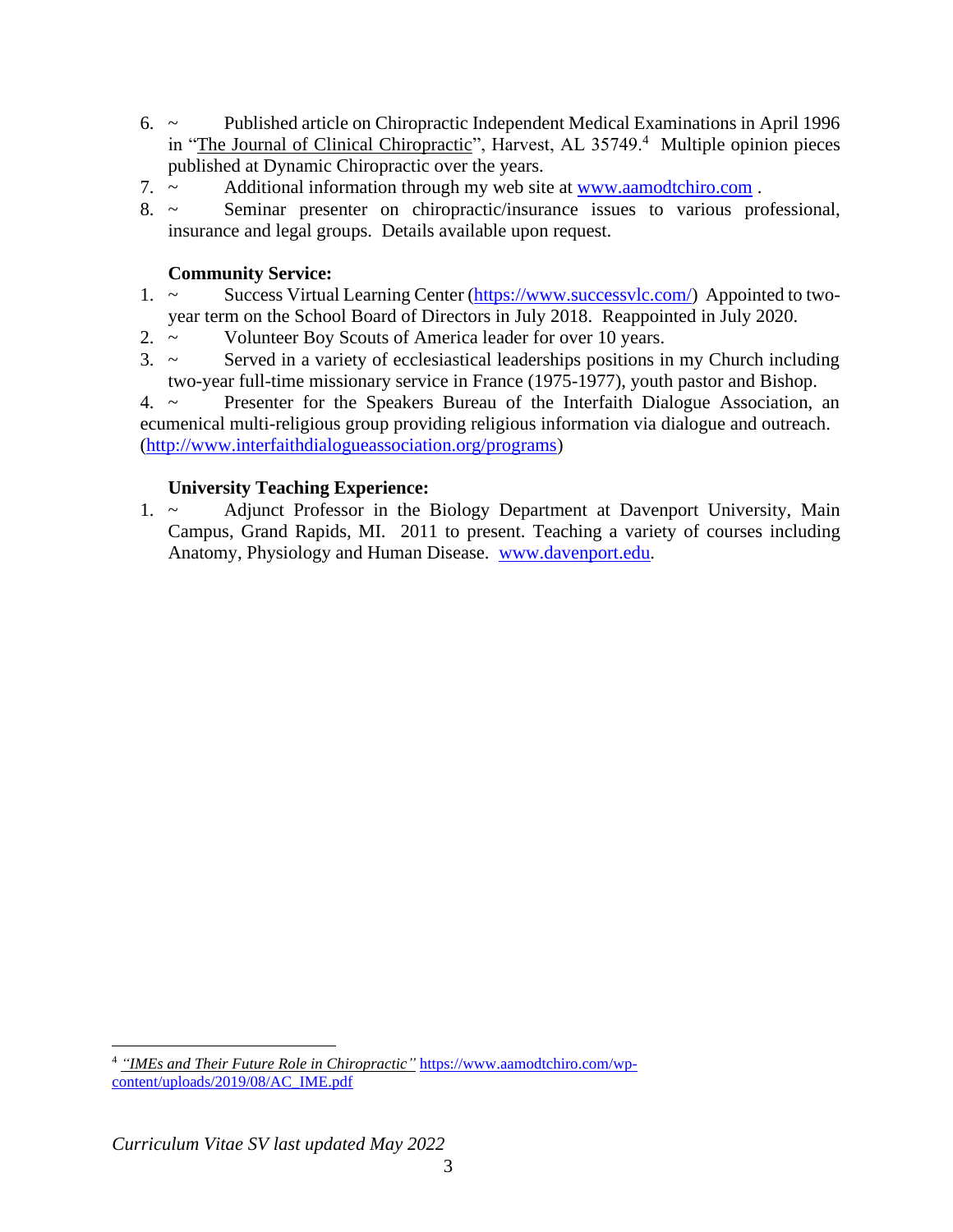6. ~ Published article on Chiropractic Independent Medical Examinations in April 1996 in "The Journal of Clinical Chiropractic", Harvest, AL 35749.[4] Multiple opinion pieces published at Dynamic Chiropractic over the years.
7. ~ Additional information through my web site at www.aamodtchiro.com .
8. ~ Seminar presenter on chiropractic/insurance issues to various professional, insurance and legal groups. Details available upon request.

**Community Service:**

1. ~ Success Virtual Learning Center (https://www.successvlc.com/) Appointed to two-year term on the School Board of Directors in July 2018. Reappointed in July 2020.
2. ~ Volunteer Boy Scouts of America leader for over 10 years.
3. ~ Served in a variety of ecclesiastical leaderships positions in my Church including two-year full-time missionary service in France (1975-1977), youth pastor and Bishop.
4. ~ Presenter for the Speakers Bureau of the Interfaith Dialogue Association, an ecumenical multi-religious group providing religious information via dialogue and outreach. (http://www.interfaithdialogueassociation.org/programs)

**University Teaching Experience:**

1. ~ Adjunct Professor in the Biology Department at Davenport University, Main Campus, Grand Rapids, MI. 2011 to present. Teaching a variety of courses including Anatomy, Physiology and Human Disease. www.davenport.edu.

---

[4] *"IMEs and Their Future Role in Chiropractic"* https://www.aamodtchiro.com/wp-content/uploads/2019/08/AC_IME.pdf

*Curriculum Vitae SV last updated May 2022*